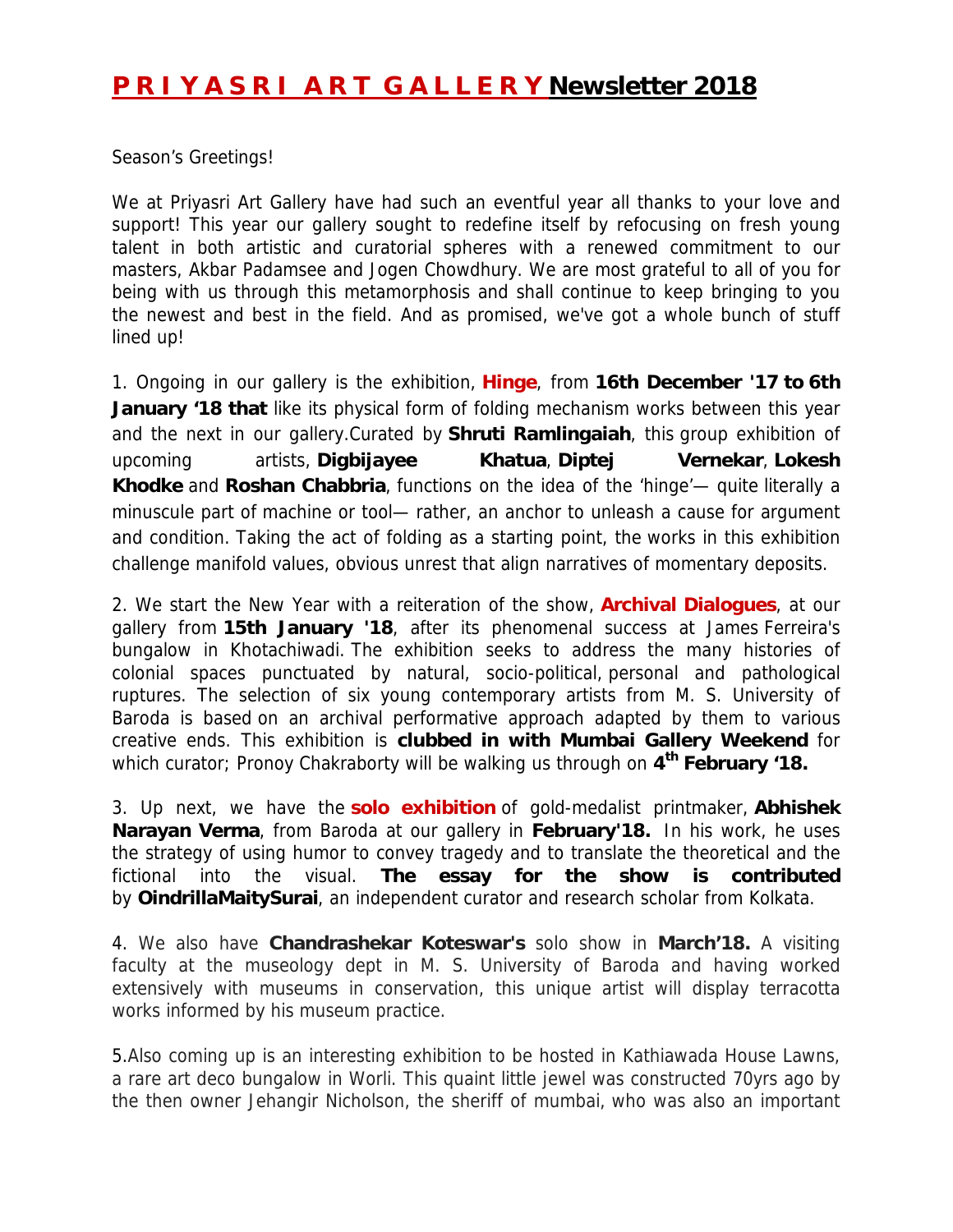# **P R I Y A S R I  A R T  G A L L E R Y Newsletter 2018**

Season's Greetings!

We at Priyasri Art Gallery have had such an eventful year all thanks to your love and support! This year our gallery sought to redefine itself by refocusing on fresh young talent in both artistic and curatorial spheres with a renewed commitment to our masters, Akbar Padamsee and Jogen Chowdhury. We are most grateful to all of you for being with us through this metamorphosis and shall continue to keep bringing to you the newest and best in the field. And as promised, we've got a whole bunch of stuff lined up!

1. Ongoing in our gallery is the exhibition, **Hinge**, from **16th December '17 to 6th January '18 that** like its physical form of folding mechanism works between this year and the next in our gallery.Curated by **Shruti Ramlingaiah**, this group exhibition of upcoming artists, **Digbijayee Khatua**, **Diptej Vernekar**, **Lokesh Khodke** and **Roshan Chabbria**, functions on the idea of the 'hinge'— quite literally a minuscule part of machine or tool— rather, an anchor to unleash a cause for argument and condition. Taking the act of folding as a starting point, the works in this exhibition challenge manifold values, obvious unrest that align narratives of momentary deposits.

2. We start the New Year with a reiteration of the show, **Archival Dialogues**, at our gallery from **15th January '18**, after its phenomenal success at James Ferreira's bungalow in Khotachiwadi. The exhibition seeks to address the many histories of colonial spaces punctuated by natural, socio-political, personal and pathological ruptures. The selection of six young contemporary artists from M. S. University of Baroda is based on an archival performative approach adapted by them to various creative ends. This exhibition is **clubbed in with Mumbai Gallery Weekend** for which curator; Pronoy Chakraborty will be walking us through on **4th February '18.**

3. Up next, we have the **solo exhibition** of gold-medalist printmaker, **Abhishek Narayan Verma**, from Baroda at our gallery in **February'18.** In his work, he uses the strategy of using humor to convey tragedy and to translate the theoretical and the fictional into the visual. **The essay for the show is contributed** by **OindrillaMaitySurai**, an independent curator and research scholar from Kolkata.

4. We also have **Chandrashekar Koteswar's** solo show in **March'18.** A visiting faculty at the museology dept in M. S. University of Baroda and having worked extensively with museums in conservation, this unique artist will display terracotta works informed by his museum practice.

5.Also coming up is an interesting exhibition to be hosted in Kathiawada House Lawns, a rare art deco bungalow in Worli. This quaint little jewel was constructed 70yrs ago by the then owner Jehangir Nicholson, the sheriff of mumbai, who was also an important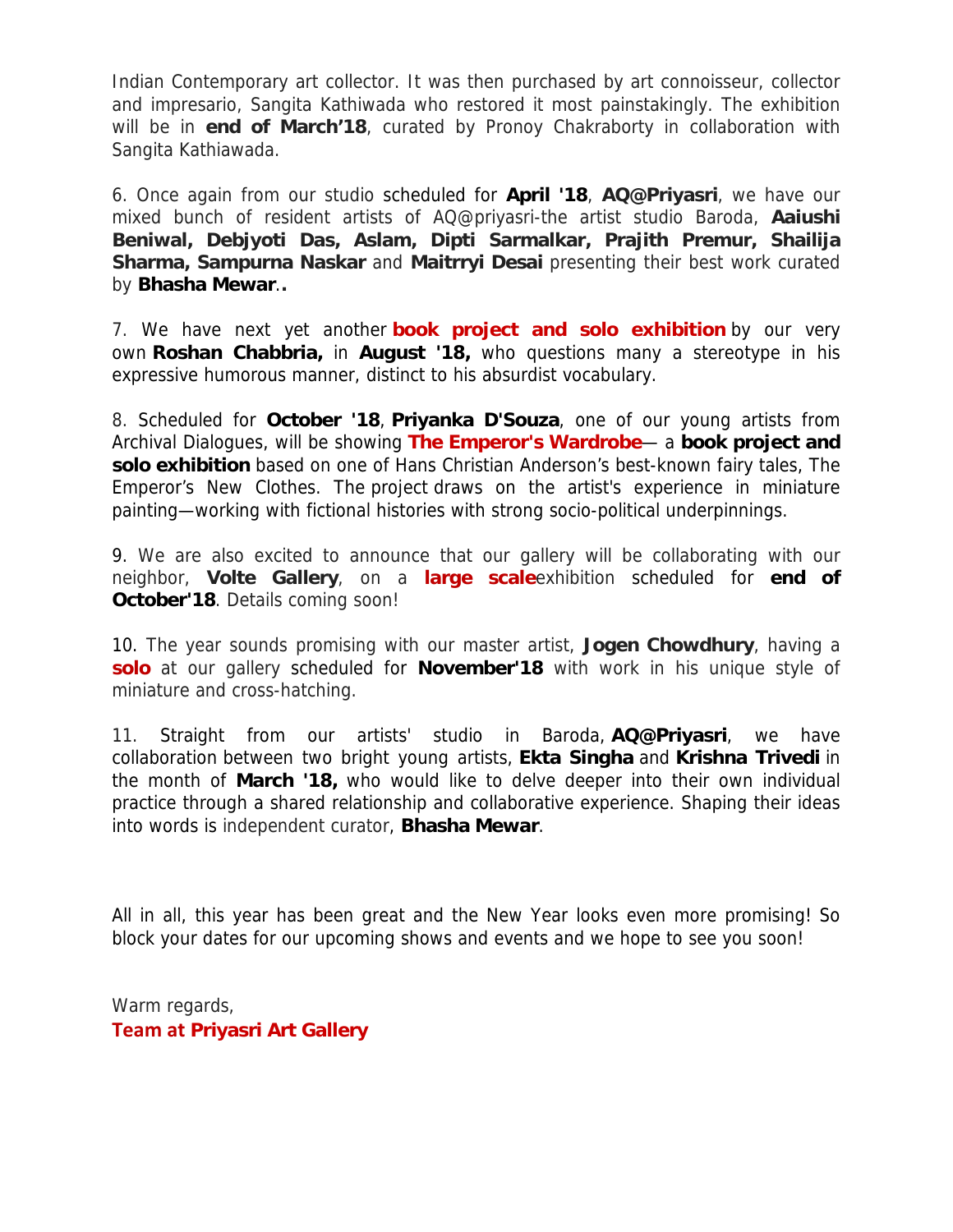Indian Contemporary art collector. It was then purchased by art connoisseur, collector and impresario, Sangita Kathiwada who restored it most painstakingly. The exhibition will be in **end of March'18**, curated by Pronoy Chakraborty in collaboration with Sangita Kathiawada.

6. Once again from our studio scheduled for **April '18**, **AQ@Priyasri**, we have our mixed bunch of resident artists of AQ@priyasri-the artist studio Baroda, **Aaiushi Beniwal, Debjyoti Das, Aslam, Dipti Sarmalkar, Prajith Premur, Shailija Sharma, Sampurna Naskar** and **Maitrryi Desai** presenting their best work curated by **Bhasha Mewar..**

7. We have next yet another **book project and solo exhibition** by our very own **Roshan Chabbria,** in **August '18,** who questions many a stereotype in his expressive humorous manner, distinct to his absurdist vocabulary.

8. Scheduled for **October '18**, **Priyanka D'Souza**, one of our young artists from Archival Dialogues, will be showing **The Emperor's Wardrobe**— a **book project and solo exhibition** based on one of Hans Christian Anderson's best-known fairy tales, The Emperor's New Clothes. The project draws on the artist's experience in miniature painting—working with fictional histories with strong socio-political underpinnings.

9. We are also excited to announce that our gallery will be collaborating with our neighbor, **Volte Gallery**, on a **large scale**exhibition scheduled for **end of October'18**. Details coming soon!

10. The year sounds promising with our master artist, **Jogen Chowdhury**, having a **solo** at our gallery scheduled for **November'18** with work in his unique style of miniature and cross-hatching.

11. Straight from our artists' studio in Baroda, **AQ@Priyasri**, we have collaboration between two bright young artists, **Ekta Singha** and **Krishna Trivedi** in the month of **March '18,** who would like to delve deeper into their own individual practice through a shared relationship and collaborative experience. Shaping their ideas into words is independent curator, **Bhasha Mewar**.

All in all, this year has been great and the New Year looks even more promising! So block your dates for our upcoming shows and events and we hope to see you soon!

Warm regards,
**Team at Priyasri Art Gallery**